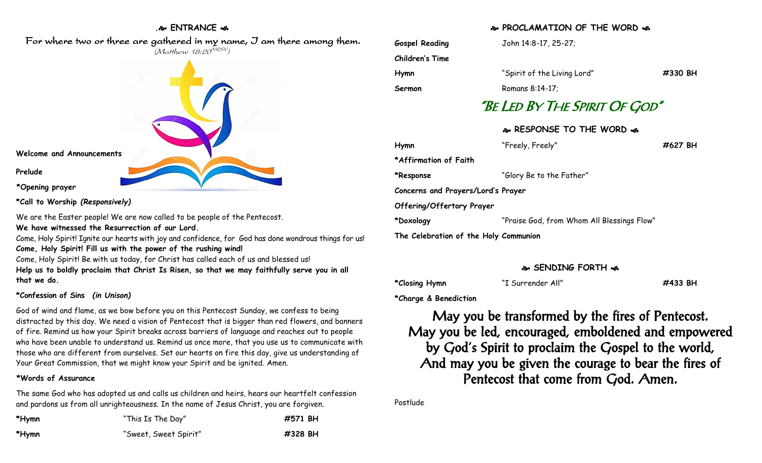## ENTRANCE

*For where two or three are gathered in my name, I am there among them.*
*(Matthew 18:20 NRSV)*

**Welcome and Announcements**

**Prelude**

***Opening prayer**

***Call to Worship** ***(Responsively)***

We are the Easter people! We are now called to be people of the Pentecost.
**We have witnessed the Resurrection of our Lord.**
Come, Holy Spirit! Ignite our hearts with joy and confidence, for God has done wondrous things for us!
**Come, Holy Spirit! Fill us with the power of the rushing wind!**
Come, Holy Spirit! Be with us today, for Christ has called each of us and blessed us!
**Help us to boldly proclaim that Christ Is Risen, so that we may faithfully serve you in all that we do.**

***Confession of Sins** ***(in Unison)***

God of wind and flame, as we bow before you on this Pentecost Sunday, we confess to being distracted by this day. We need a vision of Pentecost that is bigger than red flowers, and banners of fire. Remind us how your Spirit breaks across barriers of language and reaches out to people who have been unable to understand us. Remind us once more, that you use us to communicate with those who are different from ourselves. Set our hearts on fire this day, give us understanding of Your Great Commission, that we might know your Spirit and be ignited. Amen.

***Words of Assurance**

The same God who has adopted us and calls us children and heirs, hears our heartfelt confession and pardons us from all unrighteousness. In the name of Jesus Christ, you are forgiven.

| | | |
|---|---|---|
| ***Hymn** | "This Is The Day" | **#571 BH** |
| ***Hymn** | "Sweet, Sweet Spirit" | **#328 BH** |

## PROCLAMATION OF THE WORD

| | | |
|---|---|---|
| **Gospel Reading** | John 14:8-17, 25-27; | |
| **Children's Time** | | |
| **Hymn** | "Spirit of the Living Lord" | **#330 BH** |
| **Sermon** | Romans 8:14-17; | |

### *"Be Led By The Spirit Of God"*

## RESPONSE TO THE WORD

| | | |
|---|---|---|
| **Hymn** | "Freely, Freely" | **#627 BH** |
| ***Affirmation of Faith** | | |
| ***Response** | "Glory Be to the Father" | |
| **Concerns and Prayers/Lord's Prayer** | | |
| **Offering/Offertory Prayer** | | |
| ***Doxology** | "Praise God, from Whom All Blessings Flow" | |
| **The Celebration of the Holy Communion** | | |

## SENDING FORTH

| | | |
|---|---|---|
| ***Closing Hymn** | "I Surrender All" | **#433 BH** |
| ***Charge & Benediction** | | |

May you be transformed by the fires of Pentecost.
May you be led, encouraged, emboldened and empowered by God's Spirit to proclaim the Gospel to the world,
And may you be given the courage to bear the fires of Pentecost that come from God. Amen.

Postlude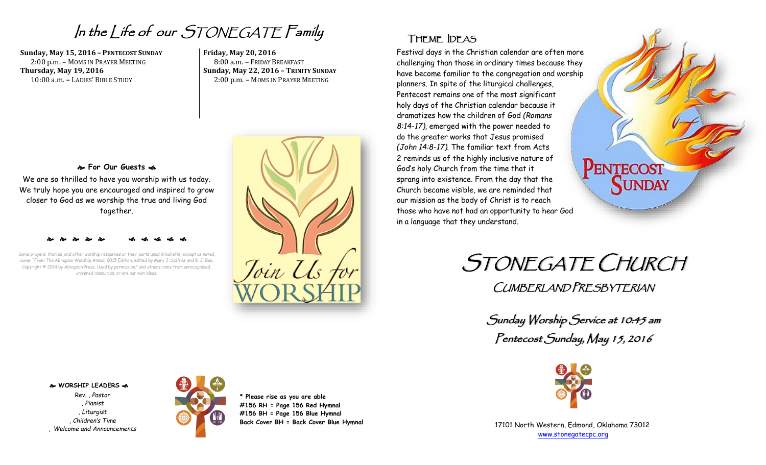# In the Life of our STONEGATE Family

**Sunday, May 15, 2016 – PENTECOST SUNDAY**
2:00 p.m. – MOMS IN PRAYER MEETING
**Thursday, May 19, 2016**
10:00 a.m. – LADIES' BIBLE STUDY

**Friday, May 20, 2016**
8:00 a.m. – FRIDAY BREAKFAST
**Sunday, May 22, 2016 – TRINITY SUNDAY**
2:00 p.m. – MOMS IN PRAYER MEETING

### For Our Guests

We are so thrilled to have you worship with us today. We truly hope you are encouraged and inspired to grow closer to God as we worship the true and living God together.

Some prayers, litanies, and other worship resources or their parts used in bulletin, except as noted, come: "From The Abingdon Worship Annual 2015 Edition, edited by Mary J. Scifres and B. J. Beu. Copyright © 2014 by Abingdon Press. Used by permission." and others come from unrecognized, unnamed resources, or are our own ideas.

Join Us for WORSHIP

### WORSHIP LEADERS

Rev. , *Pastor*
, *Pianist*
, *Liturgist*
, *Children's Time*
, *Welcome and Announcements*

**\* Please rise as you are able**
**#156 RH = Page 156 Red Hymnal**
**#156 BH = Page 156 Blue Hymnal**
**Back Cover BH = Back Cover Blue Hymnal**

## THEME IDEAS

Festival days in the Christian calendar are often more challenging than those in ordinary times because they have become familiar to the congregation and worship planners. In spite of the liturgical challenges, Pentecost remains one of the most significant holy days of the Christian calendar because it dramatizes how the children of God *(Romans 8:14-17)*, emerged with the power needed to do the greater works that Jesus promised *(John 14:8-17)*. The familiar text from Acts 2 reminds us of the highly inclusive nature of God's holy Church from the time that it sprang into existence. From the day that the Church became visible, we are reminded that our mission as the body of Christ is to reach those who have not had an opportunity to hear God in a language that they understand.

PENTECOST SUNDAY

# STONEGATE CHURCH

## CUMBERLAND PRESBYTERIAN

Sunday Worship Service at 10:45 am
Pentecost Sunday, May 15, 2016

17101 North Western, Edmond, Oklahoma 73012
www.stonegatecpc.org